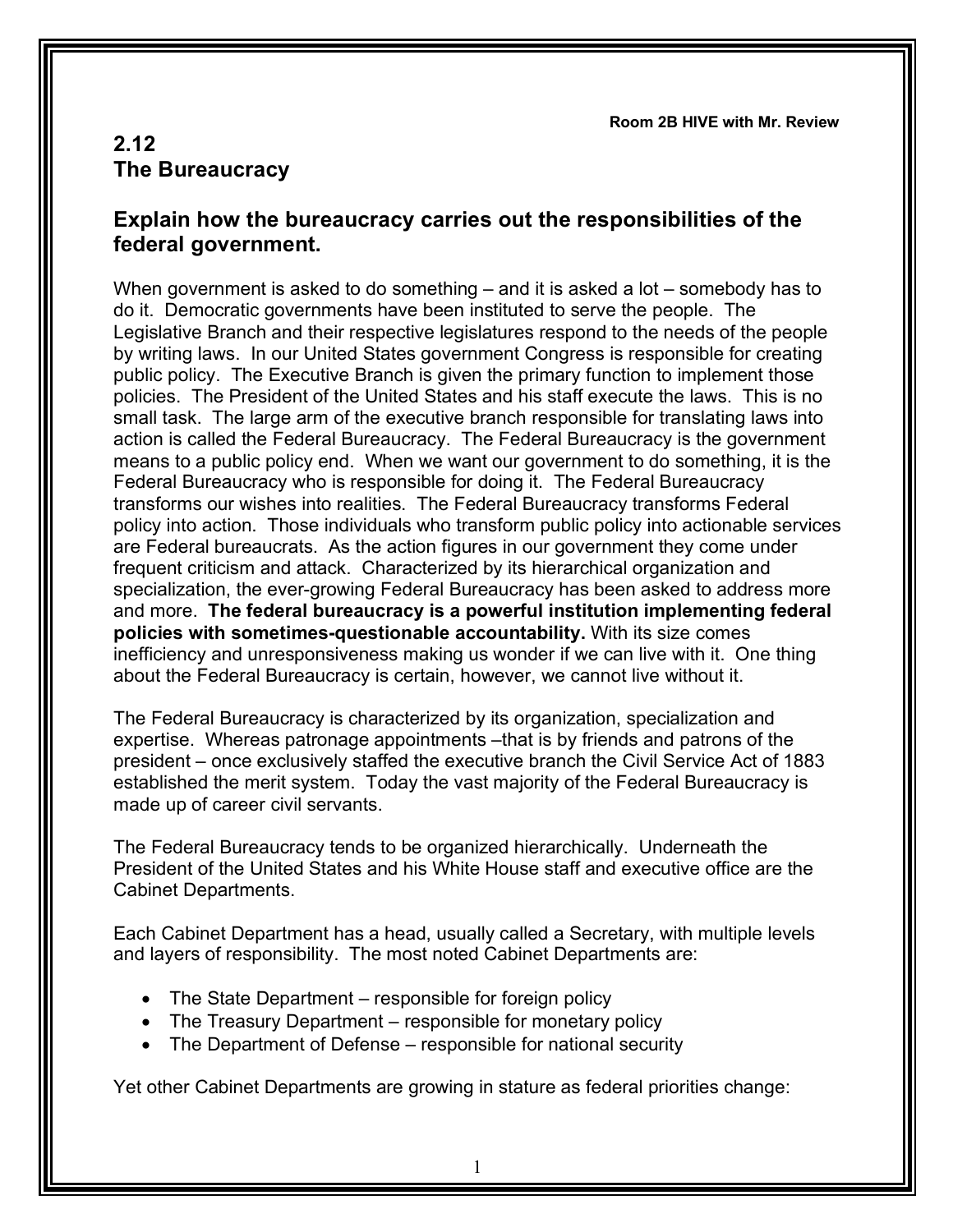Room 2B HIVE with Mr. Review

## 2.12
## The Bureaucracy

### Explain how the bureaucracy carries out the responsibilities of the federal government.

When government is asked to do something – and it is asked a lot – somebody has to do it. Democratic governments have been instituted to serve the people. The Legislative Branch and their respective legislatures respond to the needs of the people by writing laws. In our United States government Congress is responsible for creating public policy. The Executive Branch is given the primary function to implement those policies. The President of the United States and his staff execute the laws. This is no small task. The large arm of the executive branch responsible for translating laws into action is called the Federal Bureaucracy. The Federal Bureaucracy is the government means to a public policy end. When we want our government to do something, it is the Federal Bureaucracy who is responsible for doing it. The Federal Bureaucracy transforms our wishes into realities. The Federal Bureaucracy transforms Federal policy into action. Those individuals who transform public policy into actionable services are Federal bureaucrats. As the action figures in our government they come under frequent criticism and attack. Characterized by its hierarchical organization and specialization, the ever-growing Federal Bureaucracy has been asked to address more and more. **The federal bureaucracy is a powerful institution implementing federal policies with sometimes-questionable accountability.** With its size comes inefficiency and unresponsiveness making us wonder if we can live with it. One thing about the Federal Bureaucracy is certain, however, we cannot live without it.

The Federal Bureaucracy is characterized by its organization, specialization and expertise. Whereas patronage appointments –that is by friends and patrons of the president – once exclusively staffed the executive branch the Civil Service Act of 1883 established the merit system. Today the vast majority of the Federal Bureaucracy is made up of career civil servants.

The Federal Bureaucracy tends to be organized hierarchically. Underneath the President of the United States and his White House staff and executive office are the Cabinet Departments.

Each Cabinet Department has a head, usually called a Secretary, with multiple levels and layers of responsibility. The most noted Cabinet Departments are:

- The State Department – responsible for foreign policy
- The Treasury Department – responsible for monetary policy
- The Department of Defense – responsible for national security

Yet other Cabinet Departments are growing in stature as federal priorities change: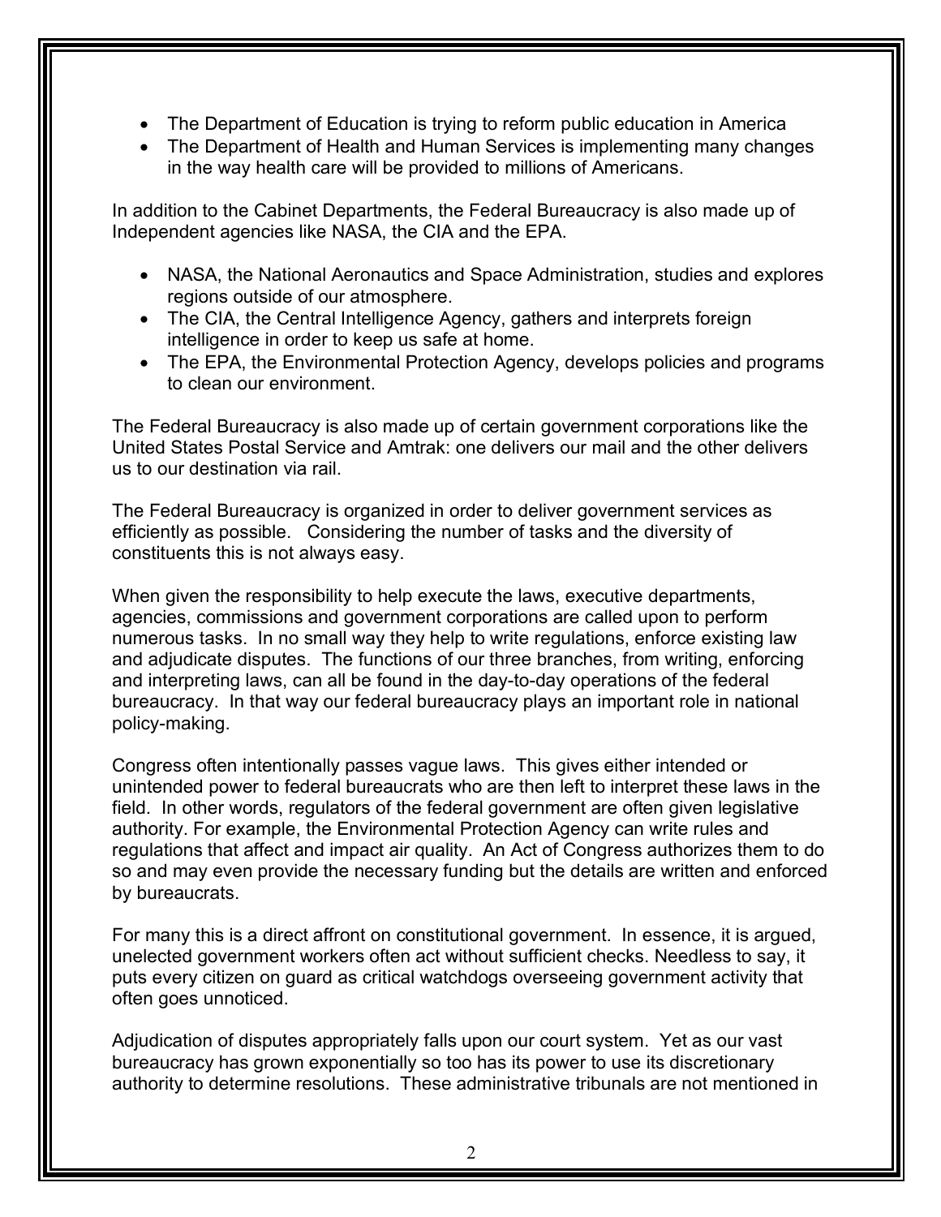- The Department of Education is trying to reform public education in America
- The Department of Health and Human Services is implementing many changes in the way health care will be provided to millions of Americans.

In addition to the Cabinet Departments, the Federal Bureaucracy is also made up of Independent agencies like NASA, the CIA and the EPA.

- NASA, the National Aeronautics and Space Administration, studies and explores regions outside of our atmosphere.
- The CIA, the Central Intelligence Agency, gathers and interprets foreign intelligence in order to keep us safe at home.
- The EPA, the Environmental Protection Agency, develops policies and programs to clean our environment.

The Federal Bureaucracy is also made up of certain government corporations like the United States Postal Service and Amtrak: one delivers our mail and the other delivers us to our destination via rail.

The Federal Bureaucracy is organized in order to deliver government services as efficiently as possible. Considering the number of tasks and the diversity of constituents this is not always easy.

When given the responsibility to help execute the laws, executive departments, agencies, commissions and government corporations are called upon to perform numerous tasks. In no small way they help to write regulations, enforce existing law and adjudicate disputes. The functions of our three branches, from writing, enforcing and interpreting laws, can all be found in the day-to-day operations of the federal bureaucracy. In that way our federal bureaucracy plays an important role in national policy-making.

Congress often intentionally passes vague laws. This gives either intended or unintended power to federal bureaucrats who are then left to interpret these laws in the field. In other words, regulators of the federal government are often given legislative authority. For example, the Environmental Protection Agency can write rules and regulations that affect and impact air quality. An Act of Congress authorizes them to do so and may even provide the necessary funding but the details are written and enforced by bureaucrats.

For many this is a direct affront on constitutional government. In essence, it is argued, unelected government workers often act without sufficient checks. Needless to say, it puts every citizen on guard as critical watchdogs overseeing government activity that often goes unnoticed.

Adjudication of disputes appropriately falls upon our court system. Yet as our vast bureaucracy has grown exponentially so too has its power to use its discretionary authority to determine resolutions. These administrative tribunals are not mentioned in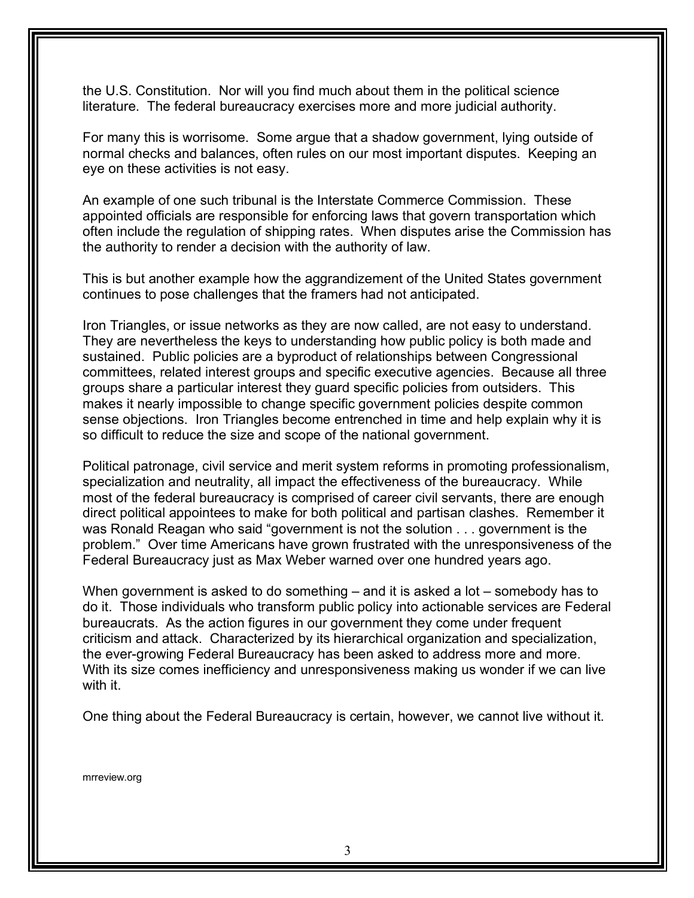the U.S. Constitution. Nor will you find much about them in the political science literature. The federal bureaucracy exercises more and more judicial authority.

For many this is worrisome. Some argue that a shadow government, lying outside of normal checks and balances, often rules on our most important disputes. Keeping an eye on these activities is not easy.

An example of one such tribunal is the Interstate Commerce Commission. These appointed officials are responsible for enforcing laws that govern transportation which often include the regulation of shipping rates. When disputes arise the Commission has the authority to render a decision with the authority of law.

This is but another example how the aggrandizement of the United States government continues to pose challenges that the framers had not anticipated.

Iron Triangles, or issue networks as they are now called, are not easy to understand. They are nevertheless the keys to understanding how public policy is both made and sustained. Public policies are a byproduct of relationships between Congressional committees, related interest groups and specific executive agencies. Because all three groups share a particular interest they guard specific policies from outsiders. This makes it nearly impossible to change specific government policies despite common sense objections. Iron Triangles become entrenched in time and help explain why it is so difficult to reduce the size and scope of the national government.

Political patronage, civil service and merit system reforms in promoting professionalism, specialization and neutrality, all impact the effectiveness of the bureaucracy. While most of the federal bureaucracy is comprised of career civil servants, there are enough direct political appointees to make for both political and partisan clashes. Remember it was Ronald Reagan who said "government is not the solution . . . government is the problem." Over time Americans have grown frustrated with the unresponsiveness of the Federal Bureaucracy just as Max Weber warned over one hundred years ago.

When government is asked to do something – and it is asked a lot – somebody has to do it. Those individuals who transform public policy into actionable services are Federal bureaucrats. As the action figures in our government they come under frequent criticism and attack. Characterized by its hierarchical organization and specialization, the ever-growing Federal Bureaucracy has been asked to address more and more. With its size comes inefficiency and unresponsiveness making us wonder if we can live with it.

One thing about the Federal Bureaucracy is certain, however, we cannot live without it.

mrreview.org